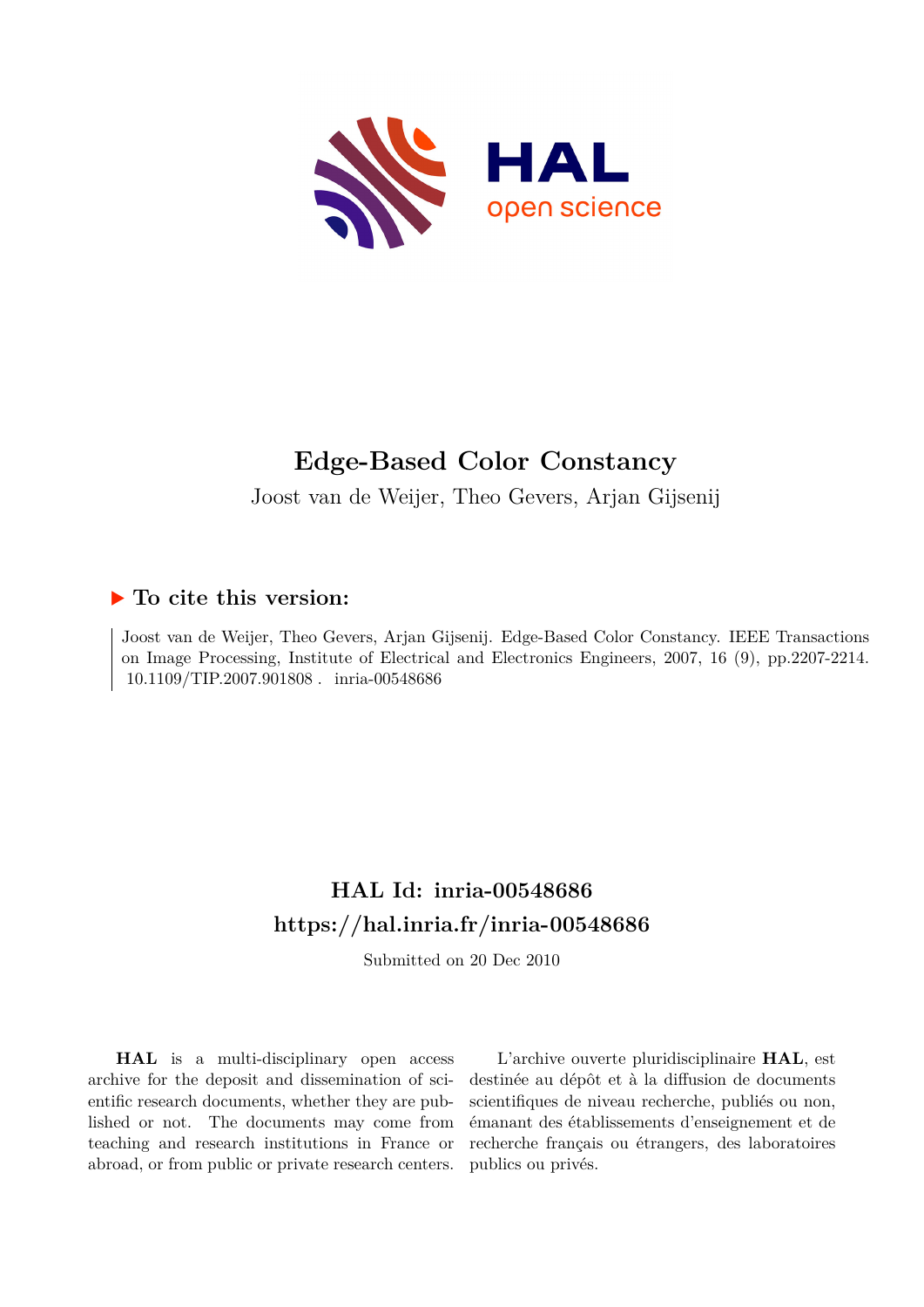# Edge-Based Color Constancy

Joost van de Weijer, Theo Gevers, Arjan Gijsenij

## ▶ To cite this version:

Joost van de Weijer, Theo Gevers, Arjan Gijsenij. Edge-Based Color Constancy. IEEE Transactions on Image Processing, Institute of Electrical and Electronics Engineers, 2007, 16 (9), pp.2207-2214. 10.1109/TIP.2007.901808 . inria-00548686

## HAL Id: inria-00548686
## https://hal.inria.fr/inria-00548686

Submitted on 20 Dec 2010

**HAL** is a multi-disciplinary open access archive for the deposit and dissemination of scientific research documents, whether they are published or not. The documents may come from teaching and research institutions in France or abroad, or from public or private research centers.

L'archive ouverte pluridisciplinaire **HAL**, est destinée au dépôt et à la diffusion de documents scientifiques de niveau recherche, publiés ou non, émanant des établissements d'enseignement et de recherche français ou étrangers, des laboratoires publics ou privés.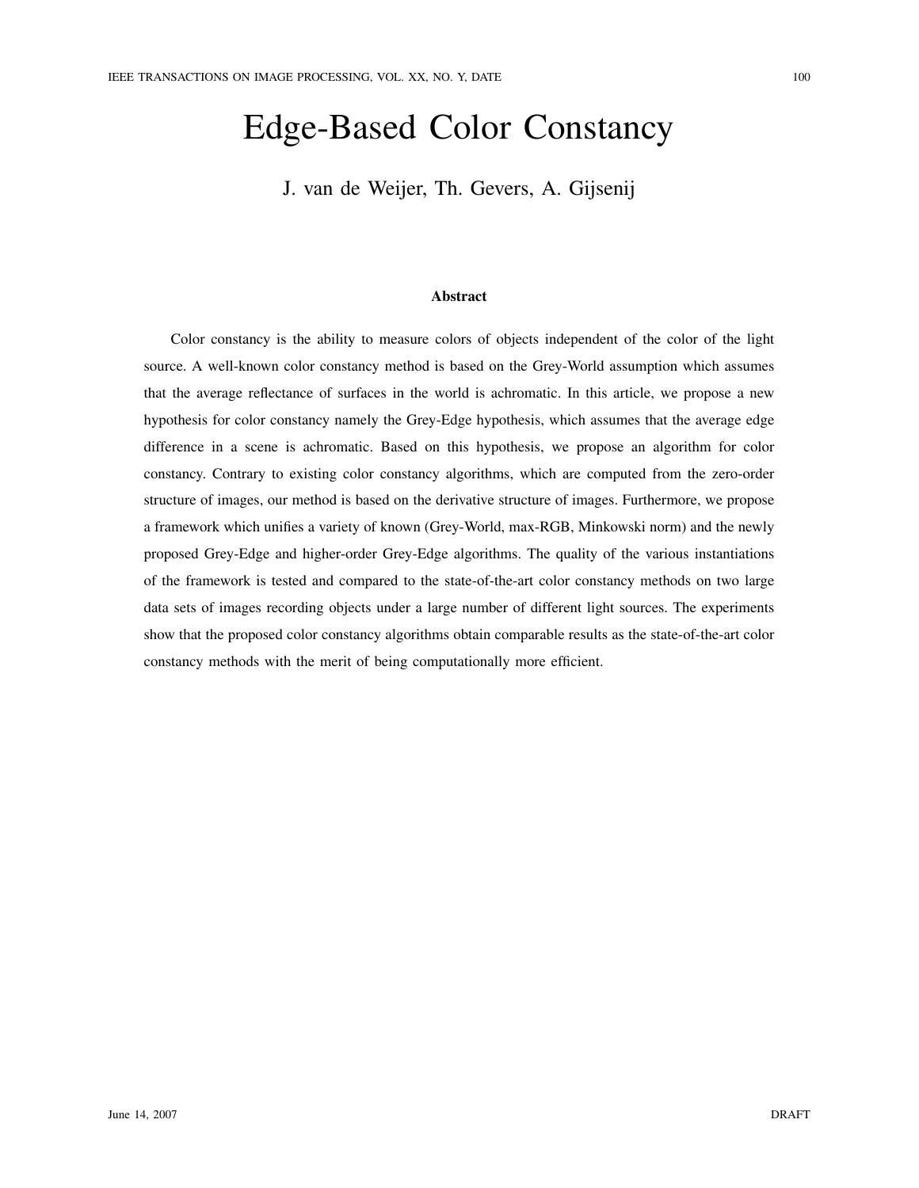# Edge-Based Color Constancy

J. van de Weijer, Th. Gevers, A. Gijsenij

### Abstract

Color constancy is the ability to measure colors of objects independent of the color of the light source. A well-known color constancy method is based on the Grey-World assumption which assumes that the average reflectance of surfaces in the world is achromatic. In this article, we propose a new hypothesis for color constancy namely the Grey-Edge hypothesis, which assumes that the average edge difference in a scene is achromatic. Based on this hypothesis, we propose an algorithm for color constancy. Contrary to existing color constancy algorithms, which are computed from the zero-order structure of images, our method is based on the derivative structure of images. Furthermore, we propose a framework which unifies a variety of known (Grey-World, max-RGB, Minkowski norm) and the newly proposed Grey-Edge and higher-order Grey-Edge algorithms. The quality of the various instantiations of the framework is tested and compared to the state-of-the-art color constancy methods on two large data sets of images recording objects under a large number of different light sources. The experiments show that the proposed color constancy algorithms obtain comparable results as the state-of-the-art color constancy methods with the merit of being computationally more efficient.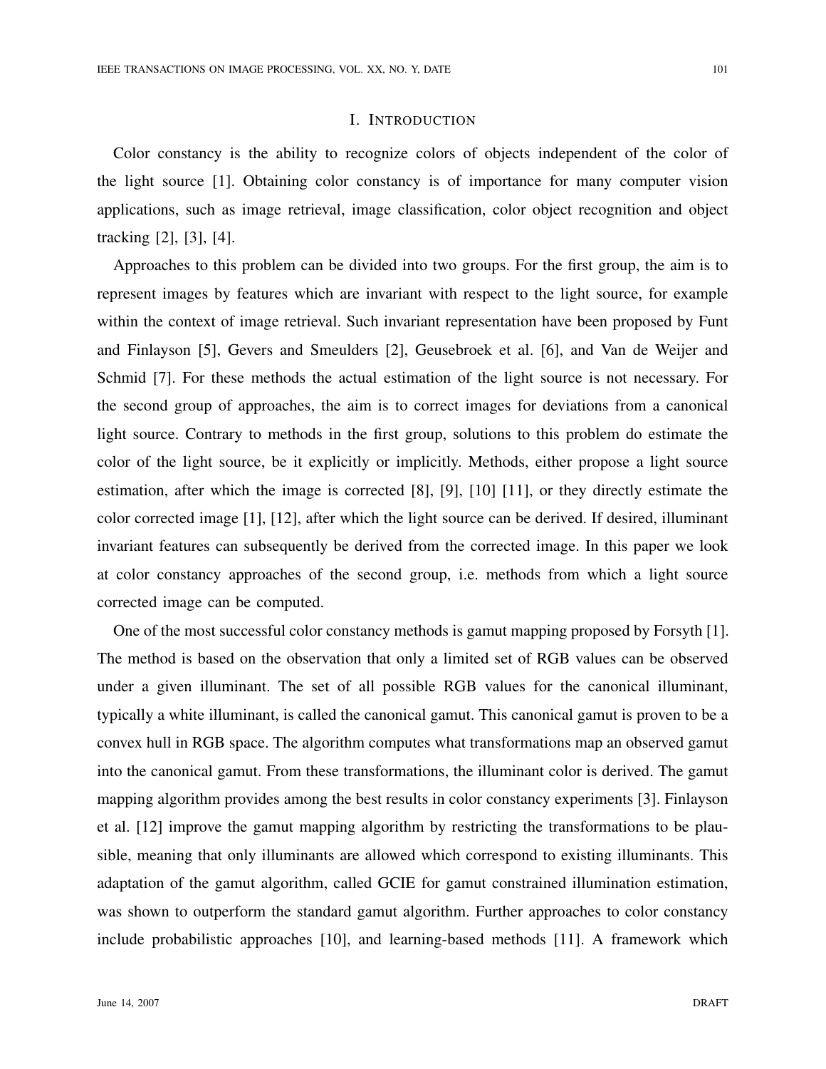# I. INTRODUCTION

Color constancy is the ability to recognize colors of objects independent of the color of the light source [1]. Obtaining color constancy is of importance for many computer vision applications, such as image retrieval, image classification, color object recognition and object tracking [2], [3], [4].

Approaches to this problem can be divided into two groups. For the first group, the aim is to represent images by features which are invariant with respect to the light source, for example within the context of image retrieval. Such invariant representation have been proposed by Funt and Finlayson [5], Gevers and Smeulders [2], Geusebroek et al. [6], and Van de Weijer and Schmid [7]. For these methods the actual estimation of the light source is not necessary. For the second group of approaches, the aim is to correct images for deviations from a canonical light source. Contrary to methods in the first group, solutions to this problem do estimate the color of the light source, be it explicitly or implicitly. Methods, either propose a light source estimation, after which the image is corrected [8], [9], [10] [11], or they directly estimate the color corrected image [1], [12], after which the light source can be derived. If desired, illuminant invariant features can subsequently be derived from the corrected image. In this paper we look at color constancy approaches of the second group, i.e. methods from which a light source corrected image can be computed.

One of the most successful color constancy methods is gamut mapping proposed by Forsyth [1]. The method is based on the observation that only a limited set of RGB values can be observed under a given illuminant. The set of all possible RGB values for the canonical illuminant, typically a white illuminant, is called the canonical gamut. This canonical gamut is proven to be a convex hull in RGB space. The algorithm computes what transformations map an observed gamut into the canonical gamut. From these transformations, the illuminant color is derived. The gamut mapping algorithm provides among the best results in color constancy experiments [3]. Finlayson et al. [12] improve the gamut mapping algorithm by restricting the transformations to be plausible, meaning that only illuminants are allowed which correspond to existing illuminants. This adaptation of the gamut algorithm, called GCIE for gamut constrained illumination estimation, was shown to outperform the standard gamut algorithm. Further approaches to color constancy include probabilistic approaches [10], and learning-based methods [11]. A framework which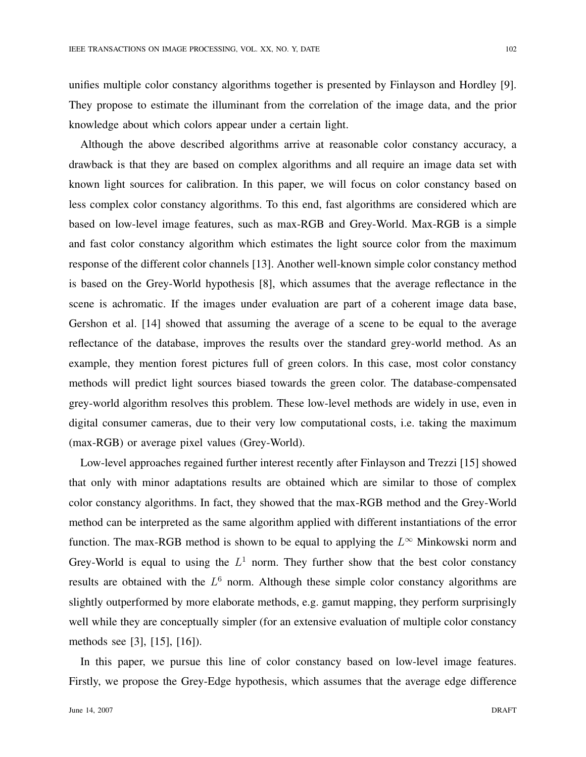unifies multiple color constancy algorithms together is presented by Finlayson and Hordley [9]. They propose to estimate the illuminant from the correlation of the image data, and the prior knowledge about which colors appear under a certain light.

Although the above described algorithms arrive at reasonable color constancy accuracy, a drawback is that they are based on complex algorithms and all require an image data set with known light sources for calibration. In this paper, we will focus on color constancy based on less complex color constancy algorithms. To this end, fast algorithms are considered which are based on low-level image features, such as max-RGB and Grey-World. Max-RGB is a simple and fast color constancy algorithm which estimates the light source color from the maximum response of the different color channels [13]. Another well-known simple color constancy method is based on the Grey-World hypothesis [8], which assumes that the average reflectance in the scene is achromatic. If the images under evaluation are part of a coherent image data base, Gershon et al. [14] showed that assuming the average of a scene to be equal to the average reflectance of the database, improves the results over the standard grey-world method. As an example, they mention forest pictures full of green colors. In this case, most color constancy methods will predict light sources biased towards the green color. The database-compensated grey-world algorithm resolves this problem. These low-level methods are widely in use, even in digital consumer cameras, due to their very low computational costs, i.e. taking the maximum (max-RGB) or average pixel values (Grey-World).

Low-level approaches regained further interest recently after Finlayson and Trezzi [15] showed that only with minor adaptations results are obtained which are similar to those of complex color constancy algorithms. In fact, they showed that the max-RGB method and the Grey-World method can be interpreted as the same algorithm applied with different instantiations of the error function. The max-RGB method is shown to be equal to applying the $L^{\infty}$ Minkowski norm and Grey-World is equal to using the $L^{1}$ norm. They further show that the best color constancy results are obtained with the $L^{6}$ norm. Although these simple color constancy algorithms are slightly outperformed by more elaborate methods, e.g. gamut mapping, they perform surprisingly well while they are conceptually simpler (for an extensive evaluation of multiple color constancy methods see [3], [15], [16]).

In this paper, we pursue this line of color constancy based on low-level image features. Firstly, we propose the Grey-Edge hypothesis, which assumes that the average edge difference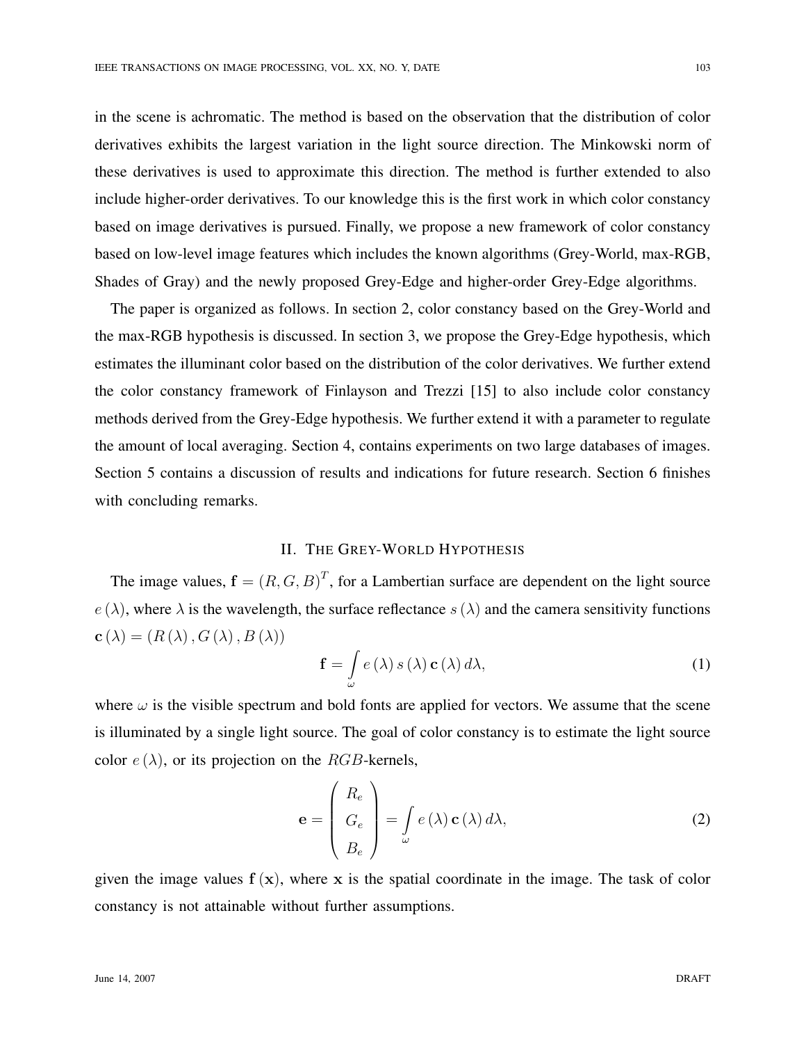in the scene is achromatic. The method is based on the observation that the distribution of color derivatives exhibits the largest variation in the light source direction. The Minkowski norm of these derivatives is used to approximate this direction. The method is further extended to also include higher-order derivatives. To our knowledge this is the first work in which color constancy based on image derivatives is pursued. Finally, we propose a new framework of color constancy based on low-level image features which includes the known algorithms (Grey-World, max-RGB, Shades of Gray) and the newly proposed Grey-Edge and higher-order Grey-Edge algorithms.

The paper is organized as follows. In section 2, color constancy based on the Grey-World and the max-RGB hypothesis is discussed. In section 3, we propose the Grey-Edge hypothesis, which estimates the illuminant color based on the distribution of the color derivatives. We further extend the color constancy framework of Finlayson and Trezzi [15] to also include color constancy methods derived from the Grey-Edge hypothesis. We further extend it with a parameter to regulate the amount of local averaging. Section 4, contains experiments on two large databases of images. Section 5 contains a discussion of results and indications for future research. Section 6 finishes with concluding remarks.

## II. The Grey-World Hypothesis

The image values, $\mathbf{f} = (R, G, B)^T$, for a Lambertian surface are dependent on the light source $e(\lambda)$, where $\lambda$ is the wavelength, the surface reflectance $s(\lambda)$ and the camera sensitivity functions $\mathbf{c}(\lambda) = (R(\lambda), G(\lambda), B(\lambda))$

$$\mathbf{f} = \int_{\omega} e(\lambda)\, s(\lambda)\, \mathbf{c}(\lambda)\, d\lambda, \tag{1}$$

where $\omega$ is the visible spectrum and bold fonts are applied for vectors. We assume that the scene is illuminated by a single light source. The goal of color constancy is to estimate the light source color $e(\lambda)$, or its projection on the $RGB$-kernels,

$$\mathbf{e} = \begin{pmatrix} R_e \\ G_e \\ B_e \end{pmatrix} = \int_{\omega} e(\lambda)\, \mathbf{c}(\lambda)\, d\lambda, \tag{2}$$

given the image values $\mathbf{f}(\mathbf{x})$, where $\mathbf{x}$ is the spatial coordinate in the image. The task of color constancy is not attainable without further assumptions.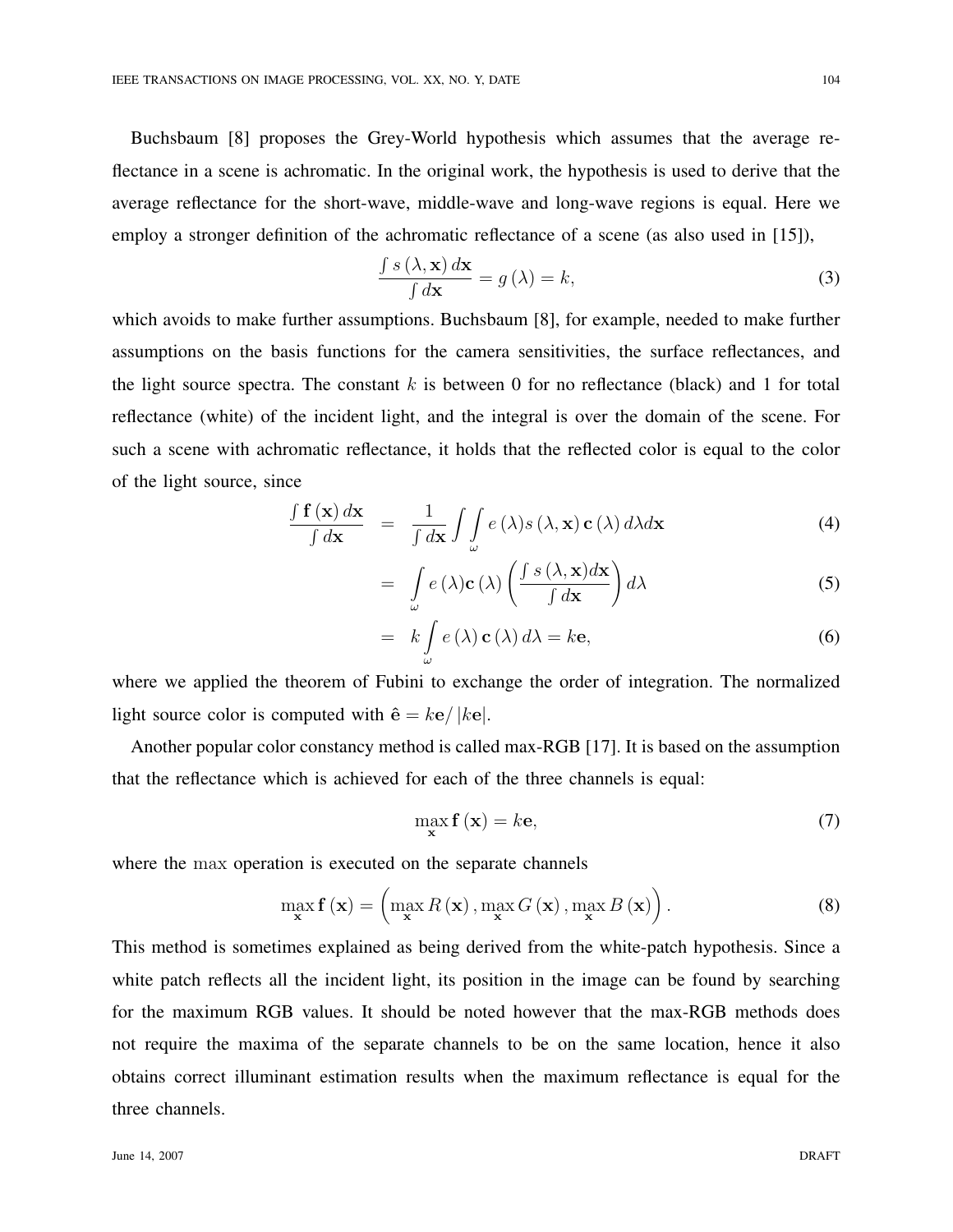Buchsbaum [8] proposes the Grey-World hypothesis which assumes that the average reflectance in a scene is achromatic. In the original work, the hypothesis is used to derive that the average reflectance for the short-wave, middle-wave and long-wave regions is equal. Here we employ a stronger definition of the achromatic reflectance of a scene (as also used in [15]),

$$\frac{\int s(\lambda, \mathbf{x})\, d\mathbf{x}}{\int d\mathbf{x}} = g(\lambda) = k, \tag{3}$$

which avoids to make further assumptions. Buchsbaum [8], for example, needed to make further assumptions on the basis functions for the camera sensitivities, the surface reflectances, and the light source spectra. The constant $k$ is between 0 for no reflectance (black) and 1 for total reflectance (white) of the incident light, and the integral is over the domain of the scene. For such a scene with achromatic reflectance, it holds that the reflected color is equal to the color of the light source, since

$$\begin{aligned}
\frac{\int \mathbf{f}(\mathbf{x})\, d\mathbf{x}}{\int d\mathbf{x}} &= \frac{1}{\int d\mathbf{x}} \int \int_{\omega} e(\lambda) s(\lambda, \mathbf{x})\, \mathbf{c}(\lambda)\, d\lambda d\mathbf{x} &(4)\\
&= \int_{\omega} e(\lambda) \mathbf{c}(\lambda) \left( \frac{\int s(\lambda, \mathbf{x}) d\mathbf{x}}{\int d\mathbf{x}} \right) d\lambda &(5)\\
&= k \int_{\omega} e(\lambda)\, \mathbf{c}(\lambda)\, d\lambda = k\mathbf{e}, &(6)
\end{aligned}$$

where we applied the theorem of Fubini to exchange the order of integration. The normalized light source color is computed with $\hat{\mathbf{e}} = k\mathbf{e}/\left|k\mathbf{e}\right|$.

Another popular color constancy method is called max-RGB [17]. It is based on the assumption that the reflectance which is achieved for each of the three channels is equal:

$$\max_{\mathbf{x}} \mathbf{f}(\mathbf{x}) = k\mathbf{e}, \tag{7}$$

where the $\max$ operation is executed on the separate channels

$$\max_{\mathbf{x}} \mathbf{f}(\mathbf{x}) = \left( \max_{\mathbf{x}} R(\mathbf{x}), \max_{\mathbf{x}} G(\mathbf{x}), \max_{\mathbf{x}} B(\mathbf{x}) \right). \tag{8}$$

This method is sometimes explained as being derived from the white-patch hypothesis. Since a white patch reflects all the incident light, its position in the image can be found by searching for the maximum RGB values. It should be noted however that the max-RGB methods does not require the maxima of the separate channels to be on the same location, hence it also obtains correct illuminant estimation results when the maximum reflectance is equal for the three channels.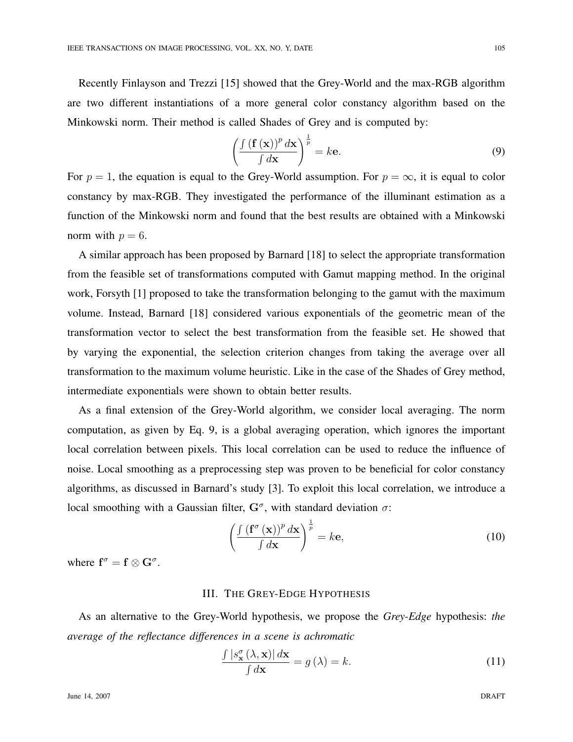Recently Finlayson and Trezzi [15] showed that the Grey-World and the max-RGB algorithm are two different instantiations of a more general color constancy algorithm based on the Minkowski norm. Their method is called Shades of Grey and is computed by:

$$\left( \frac{\int \left( \mathbf{f}\left( \mathbf{x} \right) \right)^p d\mathbf{x}}{\int d\mathbf{x}} \right)^{\frac{1}{p}} = k\mathbf{e}. \tag{9}$$

For $p = 1$, the equation is equal to the Grey-World assumption. For $p = \infty$, it is equal to color constancy by max-RGB. They investigated the performance of the illuminant estimation as a function of the Minkowski norm and found that the best results are obtained with a Minkowski norm with $p = 6$.

A similar approach has been proposed by Barnard [18] to select the appropriate transformation from the feasible set of transformations computed with Gamut mapping method. In the original work, Forsyth [1] proposed to take the transformation belonging to the gamut with the maximum volume. Instead, Barnard [18] considered various exponentials of the geometric mean of the transformation vector to select the best transformation from the feasible set. He showed that by varying the exponential, the selection criterion changes from taking the average over all transformation to the maximum volume heuristic. Like in the case of the Shades of Grey method, intermediate exponentials were shown to obtain better results.

As a final extension of the Grey-World algorithm, we consider local averaging. The norm computation, as given by Eq. 9, is a global averaging operation, which ignores the important local correlation between pixels. This local correlation can be used to reduce the influence of noise. Local smoothing as a preprocessing step was proven to be beneficial for color constancy algorithms, as discussed in Barnard's study [3]. To exploit this local correlation, we introduce a local smoothing with a Gaussian filter, $\mathbf{G}^\sigma$, with standard deviation $\sigma$:

$$\left( \frac{\int \left( \mathbf{f}^\sigma\left( \mathbf{x} \right) \right)^p d\mathbf{x}}{\int d\mathbf{x}} \right)^{\frac{1}{p}} = k\mathbf{e}, \tag{10}$$

where $\mathbf{f}^\sigma = \mathbf{f} \otimes \mathbf{G}^\sigma$.

## III. The Grey-Edge Hypothesis

As an alternative to the Grey-World hypothesis, we propose the *Grey-Edge* hypothesis: *the average of the reflectance differences in a scene is achromatic*

$$\frac{\int \left| s_{\mathbf{x}}^\sigma \left( \lambda, \mathbf{x} \right) \right| d\mathbf{x}}{\int d\mathbf{x}} = g\left( \lambda \right) = k. \tag{11}$$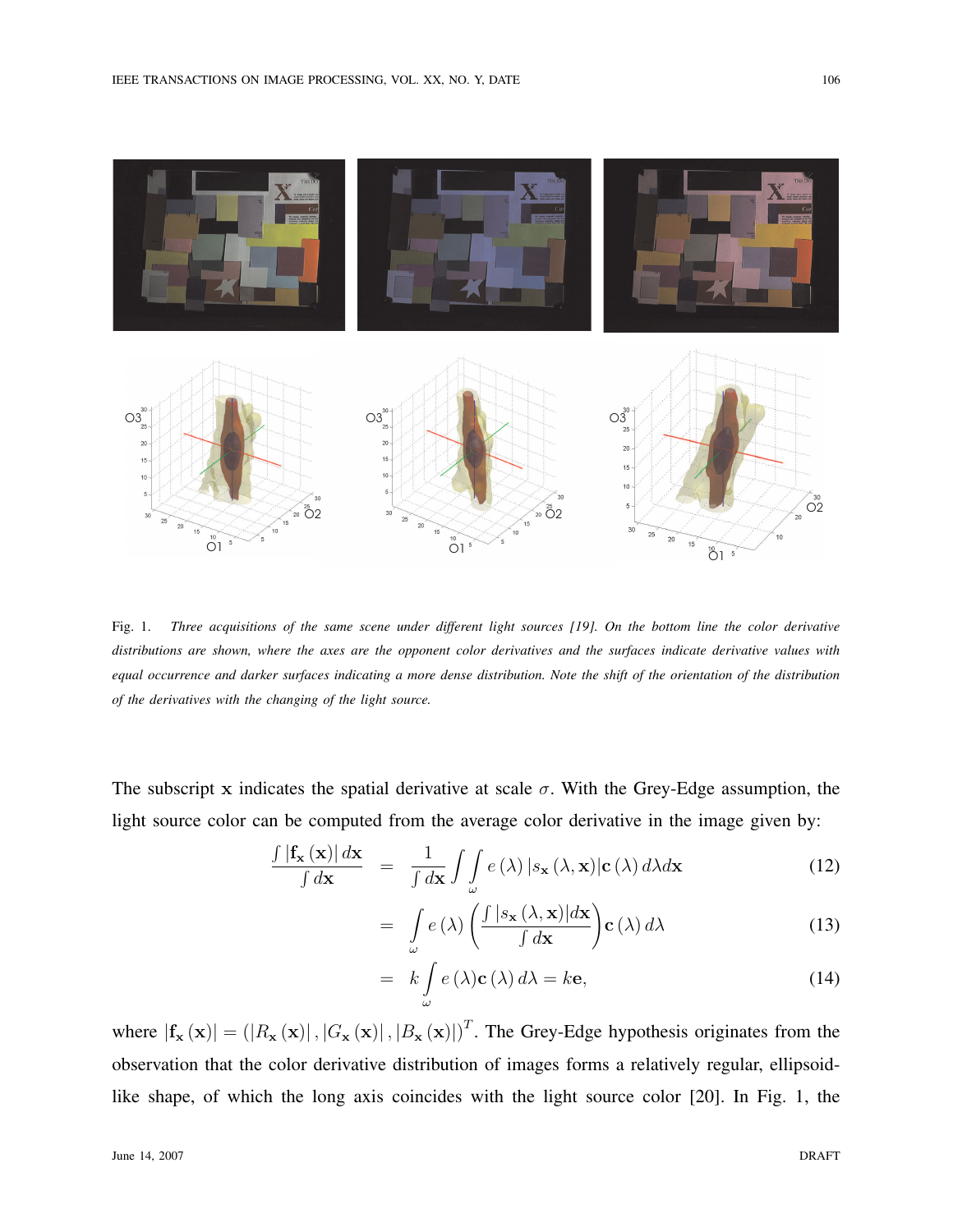Fig. 1. *Three acquisitions of the same scene under different light sources [19]. On the bottom line the color derivative distributions are shown, where the axes are the opponent color derivatives and the surfaces indicate derivative values with equal occurrence and darker surfaces indicating a more dense distribution. Note the shift of the orientation of the distribution of the derivatives with the changing of the light source.*

The subscript $\mathbf{x}$ indicates the spatial derivative at scale $\sigma$. With the Grey-Edge assumption, the light source color can be computed from the average color derivative in the image given by:

$$\frac{\int |\mathbf{f}_{\mathbf{x}}(\mathbf{x})|\, d\mathbf{x}}{\int d\mathbf{x}} = \frac{1}{\int d\mathbf{x}} \int \int_{\omega} e(\lambda)\, |s_{\mathbf{x}}(\lambda, \mathbf{x})| \mathbf{c}(\lambda)\, d\lambda d\mathbf{x} \tag{12}$$

$$= \int_{\omega} e(\lambda) \left( \frac{\int |s_{\mathbf{x}}(\lambda, \mathbf{x})| d\mathbf{x}}{\int d\mathbf{x}} \right) \mathbf{c}(\lambda)\, d\lambda \tag{13}$$

$$= k \int_{\omega} e(\lambda) \mathbf{c}(\lambda)\, d\lambda = k\mathbf{e}, \tag{14}$$

where $|\mathbf{f}_{\mathbf{x}}(\mathbf{x})| = (|R_{\mathbf{x}}(\mathbf{x})|, |G_{\mathbf{x}}(\mathbf{x})|, |B_{\mathbf{x}}(\mathbf{x})|)^T$. The Grey-Edge hypothesis originates from the observation that the color derivative distribution of images forms a relatively regular, ellipsoid-like shape, of which the long axis coincides with the light source color [20]. In Fig. 1, the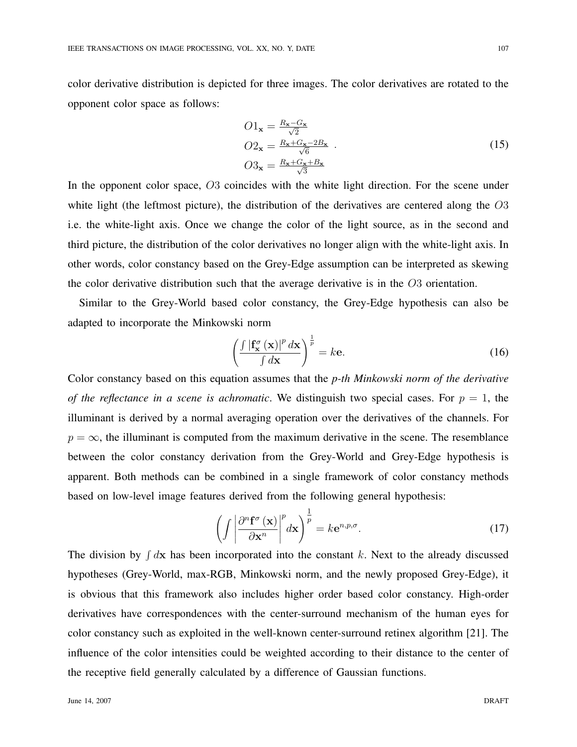color derivative distribution is depicted for three images. The color derivatives are rotated to the opponent color space as follows:

$$
\begin{array}{l}
O1_{\mathbf{x}} = \frac{R_{\mathbf{x}} - G_{\mathbf{x}}}{\sqrt{2}} \\
O2_{\mathbf{x}} = \frac{R_{\mathbf{x}} + G_{\mathbf{x}} - 2B_{\mathbf{x}}}{\sqrt{6}} \\
O3_{\mathbf{x}} = \frac{R_{\mathbf{x}} + G_{\mathbf{x}} + B_{\mathbf{x}}}{\sqrt{3}}
\end{array} . \tag{15}
$$

In the opponent color space, $O3$ coincides with the white light direction. For the scene under white light (the leftmost picture), the distribution of the derivatives are centered along the $O3$ i.e. the white-light axis. Once we change the color of the light source, as in the second and third picture, the distribution of the color derivatives no longer align with the white-light axis. In other words, color constancy based on the Grey-Edge assumption can be interpreted as skewing the color derivative distribution such that the average derivative is in the $O3$ orientation.

Similar to the Grey-World based color constancy, the Grey-Edge hypothesis can also be adapted to incorporate the Minkowski norm

$$
\left( \frac{\int \left| \mathbf{f}_{\mathbf{x}}^{\sigma}(\mathbf{x}) \right|^{p} d\mathbf{x}}{\int d\mathbf{x}} \right)^{\frac{1}{p}} = k\mathbf{e}. \tag{16}
$$

Color constancy based on this equation assumes that the *p-th Minkowski norm of the derivative of the reflectance in a scene is achromatic*. We distinguish two special cases. For $p = 1$, the illuminant is derived by a normal averaging operation over the derivatives of the channels. For $p = \infty$, the illuminant is computed from the maximum derivative in the scene. The resemblance between the color constancy derivation from the Grey-World and Grey-Edge hypothesis is apparent. Both methods can be combined in a single framework of color constancy methods based on low-level image features derived from the following general hypothesis:

$$
\left( \int \left| \frac{\partial^{n} \mathbf{f}^{\sigma}(\mathbf{x})}{\partial \mathbf{x}^{n}} \right|^{p} d\mathbf{x} \right)^{\frac{1}{p}} = k\mathbf{e}^{n,p,\sigma}. \tag{17}
$$

The division by $\int d\mathbf{x}$ has been incorporated into the constant $k$. Next to the already discussed hypotheses (Grey-World, max-RGB, Minkowski norm, and the newly proposed Grey-Edge), it is obvious that this framework also includes higher order based color constancy. High-order derivatives have correspondences with the center-surround mechanism of the human eyes for color constancy such as exploited in the well-known center-surround retinex algorithm [21]. The influence of the color intensities could be weighted according to their distance to the center of the receptive field generally calculated by a difference of Gaussian functions.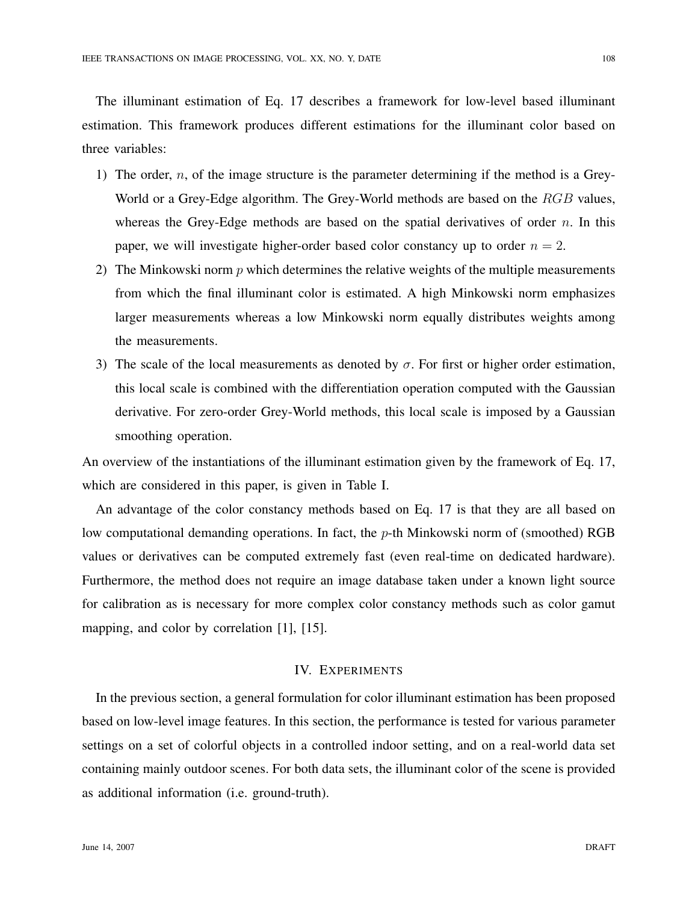The illuminant estimation of Eq. 17 describes a framework for low-level based illuminant estimation. This framework produces different estimations for the illuminant color based on three variables:

1) The order, $n$, of the image structure is the parameter determining if the method is a Grey-World or a Grey-Edge algorithm. The Grey-World methods are based on the $RGB$ values, whereas the Grey-Edge methods are based on the spatial derivatives of order $n$. In this paper, we will investigate higher-order based color constancy up to order $n = 2$.
2) The Minkowski norm $p$ which determines the relative weights of the multiple measurements from which the final illuminant color is estimated. A high Minkowski norm emphasizes larger measurements whereas a low Minkowski norm equally distributes weights among the measurements.
3) The scale of the local measurements as denoted by $\sigma$. For first or higher order estimation, this local scale is combined with the differentiation operation computed with the Gaussian derivative. For zero-order Grey-World methods, this local scale is imposed by a Gaussian smoothing operation.

An overview of the instantiations of the illuminant estimation given by the framework of Eq. 17, which are considered in this paper, is given in Table I.

An advantage of the color constancy methods based on Eq. 17 is that they are all based on low computational demanding operations. In fact, the $p$-th Minkowski norm of (smoothed) RGB values or derivatives can be computed extremely fast (even real-time on dedicated hardware). Furthermore, the method does not require an image database taken under a known light source for calibration as is necessary for more complex color constancy methods such as color gamut mapping, and color by correlation [1], [15].

## IV. Experiments

In the previous section, a general formulation for color illuminant estimation has been proposed based on low-level image features. In this section, the performance is tested for various parameter settings on a set of colorful objects in a controlled indoor setting, and on a real-world data set containing mainly outdoor scenes. For both data sets, the illuminant color of the scene is provided as additional information (i.e. ground-truth).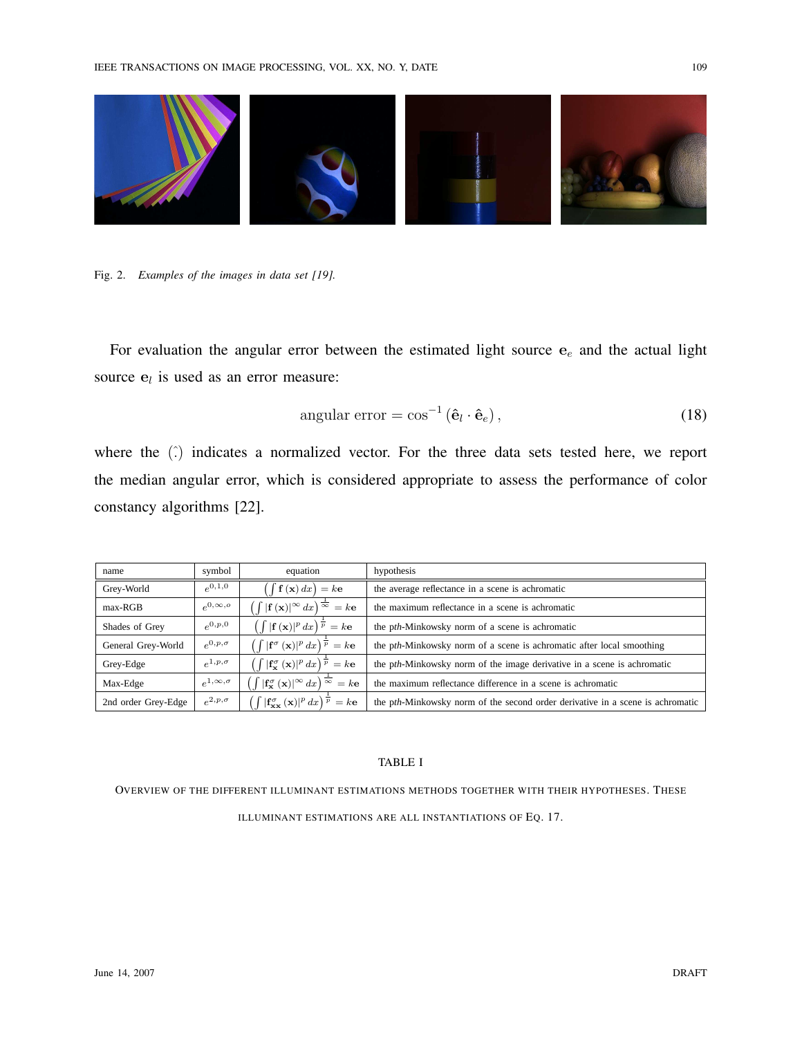Fig. 2. *Examples of the images in data set [19].*

For evaluation the angular error between the estimated light source $\mathbf{e}_e$ and the actual light source $\mathbf{e}_l$ is used as an error measure:

$$\text{angular error} = \cos^{-1}\left(\hat{\mathbf{e}}_l \cdot \hat{\mathbf{e}}_e\right), \tag{18}$$

where the $(\hat{\cdot})$ indicates a normalized vector. For the three data sets tested here, we report the median angular error, which is considered appropriate to assess the performance of color constancy algorithms [22].

| name | symbol | equation | hypothesis |
|---|---|---|---|
| Grey-World | $e^{0,1,0}$ | $\left(\int \mathbf{f}(\mathbf{x})\,dx\right) = k\mathbf{e}$ | the average reflectance in a scene is achromatic |
| max-RGB | $e^{0,\infty,o}$ | $\left(\int \lvert\mathbf{f}(\mathbf{x})\rvert^{\infty}\,dx\right)^{\frac{1}{\infty}} = k\mathbf{e}$ | the maximum reflectance in a scene is achromatic |
| Shades of Grey | $e^{0,p,0}$ | $\left(\int \lvert\mathbf{f}(\mathbf{x})\rvert^{p}\,dx\right)^{\frac{1}{p}} = k\mathbf{e}$ | the *p*th-Minkowsky norm of a scene is achromatic |
| General Grey-World | $e^{0,p,\sigma}$ | $\left(\int \lvert\mathbf{f}^{\sigma}(\mathbf{x})\rvert^{p}\,dx\right)^{\frac{1}{p}} = k\mathbf{e}$ | the *p*th-Minkowsky norm of a scene is achromatic after local smoothing |
| Grey-Edge | $e^{1,p,\sigma}$ | $\left(\int \lvert\mathbf{f}^{\sigma}_{\mathbf{x}}(\mathbf{x})\rvert^{p}\,dx\right)^{\frac{1}{p}} = k\mathbf{e}$ | the *p*th-Minkowsky norm of the image derivative in a scene is achromatic |
| Max-Edge | $e^{1,\infty,\sigma}$ | $\left(\int \lvert\mathbf{f}^{\sigma}_{\mathbf{x}}(\mathbf{x})\rvert^{\infty}\,dx\right)^{\frac{1}{\infty}} = k\mathbf{e}$ | the maximum reflectance difference in a scene is achromatic |
| 2nd order Grey-Edge | $e^{2,p,\sigma}$ | $\left(\int \lvert\mathbf{f}^{\sigma}_{\mathbf{xx}}(\mathbf{x})\rvert^{p}\,dx\right)^{\frac{1}{p}} = k\mathbf{e}$ | the *p*th-Minkowsky norm of the second order derivative in a scene is achromatic |

TABLE I

OVERVIEW OF THE DIFFERENT ILLUMINANT ESTIMATIONS METHODS TOGETHER WITH THEIR HYPOTHESES. THESE ILLUMINANT ESTIMATIONS ARE ALL INSTANTIATIONS OF EQ. 17.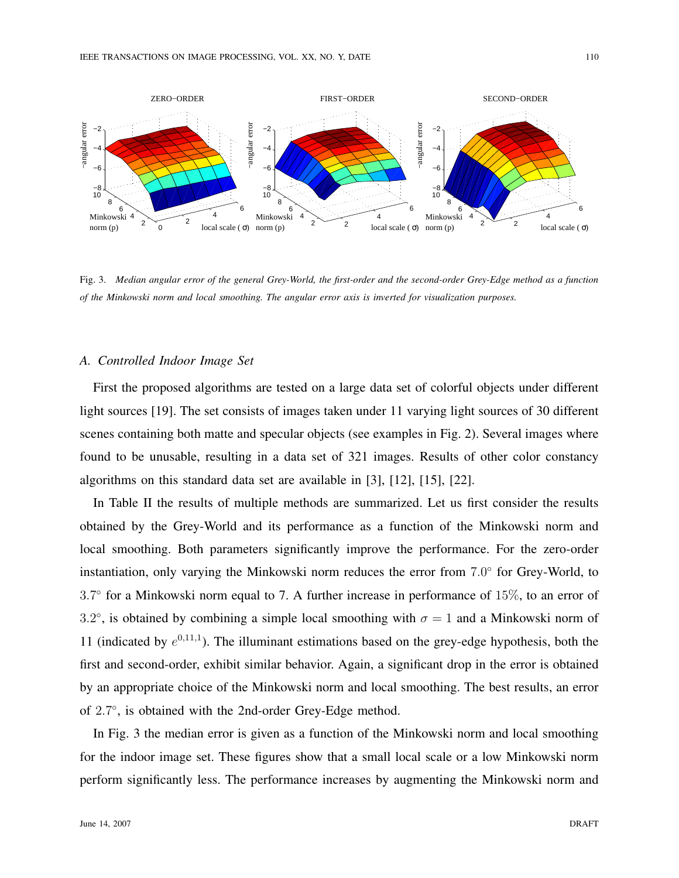Fig. 3. *Median angular error of the general Grey-World, the first-order and the second-order Grey-Edge method as a function of the Minkowski norm and local smoothing. The angular error axis is inverted for visualization purposes.*

### A. Controlled Indoor Image Set

First the proposed algorithms are tested on a large data set of colorful objects under different light sources [19]. The set consists of images taken under 11 varying light sources of 30 different scenes containing both matte and specular objects (see examples in Fig. 2). Several images where found to be unusable, resulting in a data set of 321 images. Results of other color constancy algorithms on this standard data set are available in [3], [12], [15], [22].

In Table II the results of multiple methods are summarized. Let us first consider the results obtained by the Grey-World and its performance as a function of the Minkowski norm and local smoothing. Both parameters significantly improve the performance. For the zero-order instantiation, only varying the Minkowski norm reduces the error from $7.0°$ for Grey-World, to $3.7°$ for a Minkowski norm equal to 7. A further increase in performance of $15\%$, to an error of $3.2°$, is obtained by combining a simple local smoothing with $\sigma = 1$ and a Minkowski norm of 11 (indicated by $e^{0,11,1}$). The illuminant estimations based on the grey-edge hypothesis, both the first and second-order, exhibit similar behavior. Again, a significant drop in the error is obtained by an appropriate choice of the Minkowski norm and local smoothing. The best results, an error of $2.7°$, is obtained with the 2nd-order Grey-Edge method.

In Fig. 3 the median error is given as a function of the Minkowski norm and local smoothing for the indoor image set. These figures show that a small local scale or a low Minkowski norm perform significantly less. The performance increases by augmenting the Minkowski norm and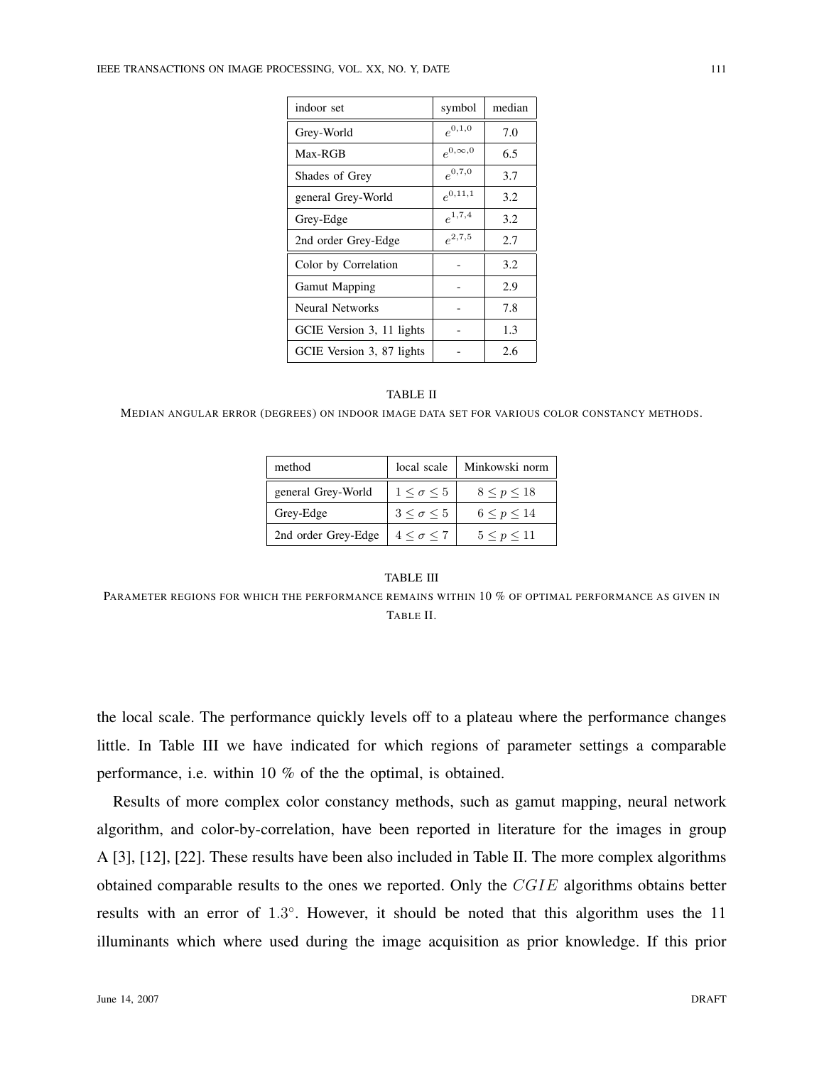| indoor set | symbol | median |
| --- | --- | --- |
| Grey-World | $e^{0,1,0}$ | 7.0 |
| Max-RGB | $e^{0,\infty,0}$ | 6.5 |
| Shades of Grey | $e^{0,7,0}$ | 3.7 |
| general Grey-World | $e^{0,11,1}$ | 3.2 |
| Grey-Edge | $e^{1,7,4}$ | 3.2 |
| 2nd order Grey-Edge | $e^{2,7,5}$ | 2.7 |
| Color by Correlation | - | 3.2 |
| Gamut Mapping | - | 2.9 |
| Neural Networks | - | 7.8 |
| GCIE Version 3, 11 lights | - | 1.3 |
| GCIE Version 3, 87 lights | - | 2.6 |

TABLE II

MEDIAN ANGULAR ERROR (DEGREES) ON INDOOR IMAGE DATA SET FOR VARIOUS COLOR CONSTANCY METHODS.

| method | local scale | Minkowski norm |
| --- | --- | --- |
| general Grey-World | $1 \leq \sigma \leq 5$ | $8 \leq p \leq 18$ |
| Grey-Edge | $3 \leq \sigma \leq 5$ | $6 \leq p \leq 14$ |
| 2nd order Grey-Edge | $4 \leq \sigma \leq 7$ | $5 \leq p \leq 11$ |

TABLE III

PARAMETER REGIONS FOR WHICH THE PERFORMANCE REMAINS WITHIN 10 % OF OPTIMAL PERFORMANCE AS GIVEN IN TABLE II.

the local scale. The performance quickly levels off to a plateau where the performance changes little. In Table III we have indicated for which regions of parameter settings a comparable performance, i.e. within 10 % of the the optimal, is obtained.

Results of more complex color constancy methods, such as gamut mapping, neural network algorithm, and color-by-correlation, have been reported in literature for the images in group A [3], [12], [22]. These results have been also included in Table II. The more complex algorithms obtained comparable results to the ones we reported. Only the $CGIE$ algorithms obtains better results with an error of $1.3^{\circ}$. However, it should be noted that this algorithm uses the 11 illuminants which where used during the image acquisition as prior knowledge. If this prior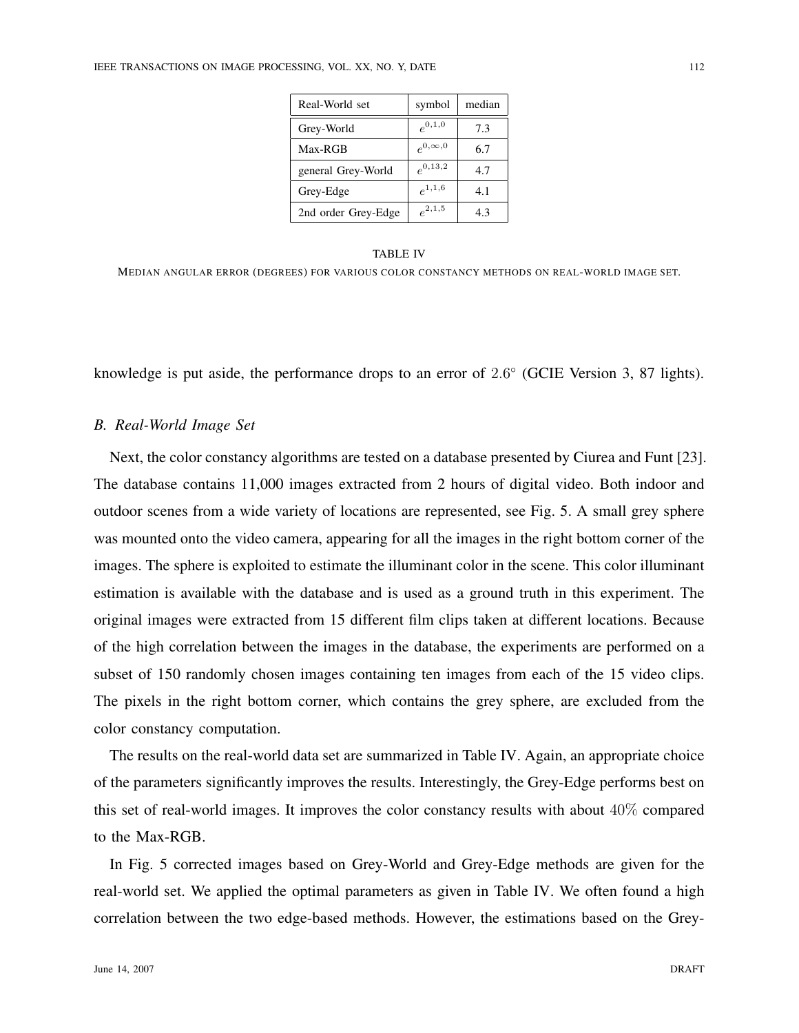| Real-World set | symbol | median |
|---|---|---|
| Grey-World | $e^{0,1,0}$ | 7.3 |
| Max-RGB | $e^{0,\infty,0}$ | 6.7 |
| general Grey-World | $e^{0,13,2}$ | 4.7 |
| Grey-Edge | $e^{1,1,6}$ | 4.1 |
| 2nd order Grey-Edge | $e^{2,1,5}$ | 4.3 |

TABLE IV

MEDIAN ANGULAR ERROR (DEGREES) FOR VARIOUS COLOR CONSTANCY METHODS ON REAL-WORLD IMAGE SET.

knowledge is put aside, the performance drops to an error of $2.6^{\circ}$ (GCIE Version 3, 87 lights).

### *B. Real-World Image Set*

Next, the color constancy algorithms are tested on a database presented by Ciurea and Funt [23]. The database contains 11,000 images extracted from 2 hours of digital video. Both indoor and outdoor scenes from a wide variety of locations are represented, see Fig. 5. A small grey sphere was mounted onto the video camera, appearing for all the images in the right bottom corner of the images. The sphere is exploited to estimate the illuminant color in the scene. This color illuminant estimation is available with the database and is used as a ground truth in this experiment. The original images were extracted from 15 different film clips taken at different locations. Because of the high correlation between the images in the database, the experiments are performed on a subset of 150 randomly chosen images containing ten images from each of the 15 video clips. The pixels in the right bottom corner, which contains the grey sphere, are excluded from the color constancy computation.

The results on the real-world data set are summarized in Table IV. Again, an appropriate choice of the parameters significantly improves the results. Interestingly, the Grey-Edge performs best on this set of real-world images. It improves the color constancy results with about $40\%$ compared to the Max-RGB.

In Fig. 5 corrected images based on Grey-World and Grey-Edge methods are given for the real-world set. We applied the optimal parameters as given in Table IV. We often found a high correlation between the two edge-based methods. However, the estimations based on the Grey-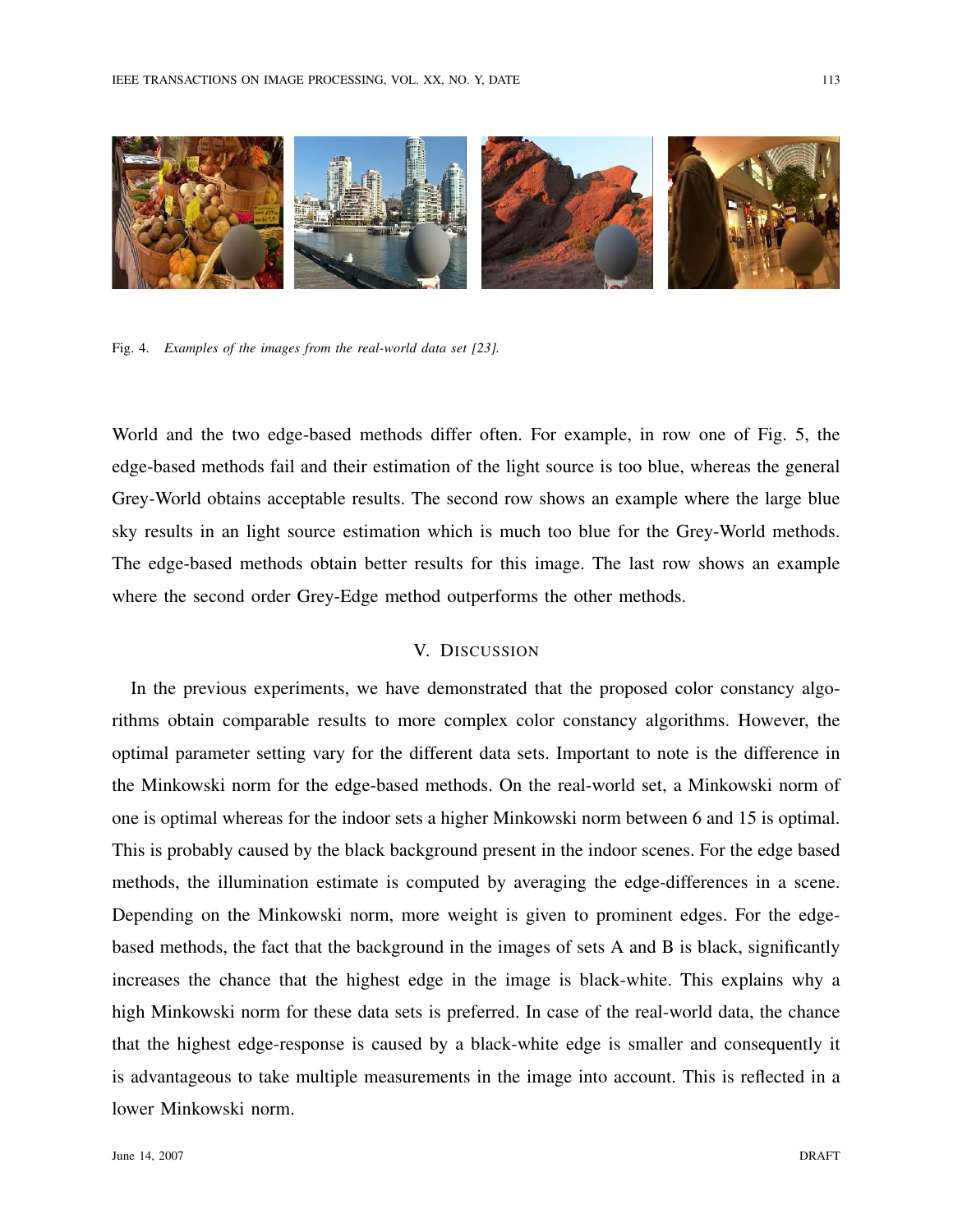Fig. 4. *Examples of the images from the real-world data set [23].*

World and the two edge-based methods differ often. For example, in row one of Fig. 5, the edge-based methods fail and their estimation of the light source is too blue, whereas the general Grey-World obtains acceptable results. The second row shows an example where the large blue sky results in an light source estimation which is much too blue for the Grey-World methods. The edge-based methods obtain better results for this image. The last row shows an example where the second order Grey-Edge method outperforms the other methods.

## V. Discussion

In the previous experiments, we have demonstrated that the proposed color constancy algorithms obtain comparable results to more complex color constancy algorithms. However, the optimal parameter setting vary for the different data sets. Important to note is the difference in the Minkowski norm for the edge-based methods. On the real-world set, a Minkowski norm of one is optimal whereas for the indoor sets a higher Minkowski norm between 6 and 15 is optimal. This is probably caused by the black background present in the indoor scenes. For the edge based methods, the illumination estimate is computed by averaging the edge-differences in a scene. Depending on the Minkowski norm, more weight is given to prominent edges. For the edge-based methods, the fact that the background in the images of sets A and B is black, significantly increases the chance that the highest edge in the image is black-white. This explains why a high Minkowski norm for these data sets is preferred. In case of the real-world data, the chance that the highest edge-response is caused by a black-white edge is smaller and consequently it is advantageous to take multiple measurements in the image into account. This is reflected in a lower Minkowski norm.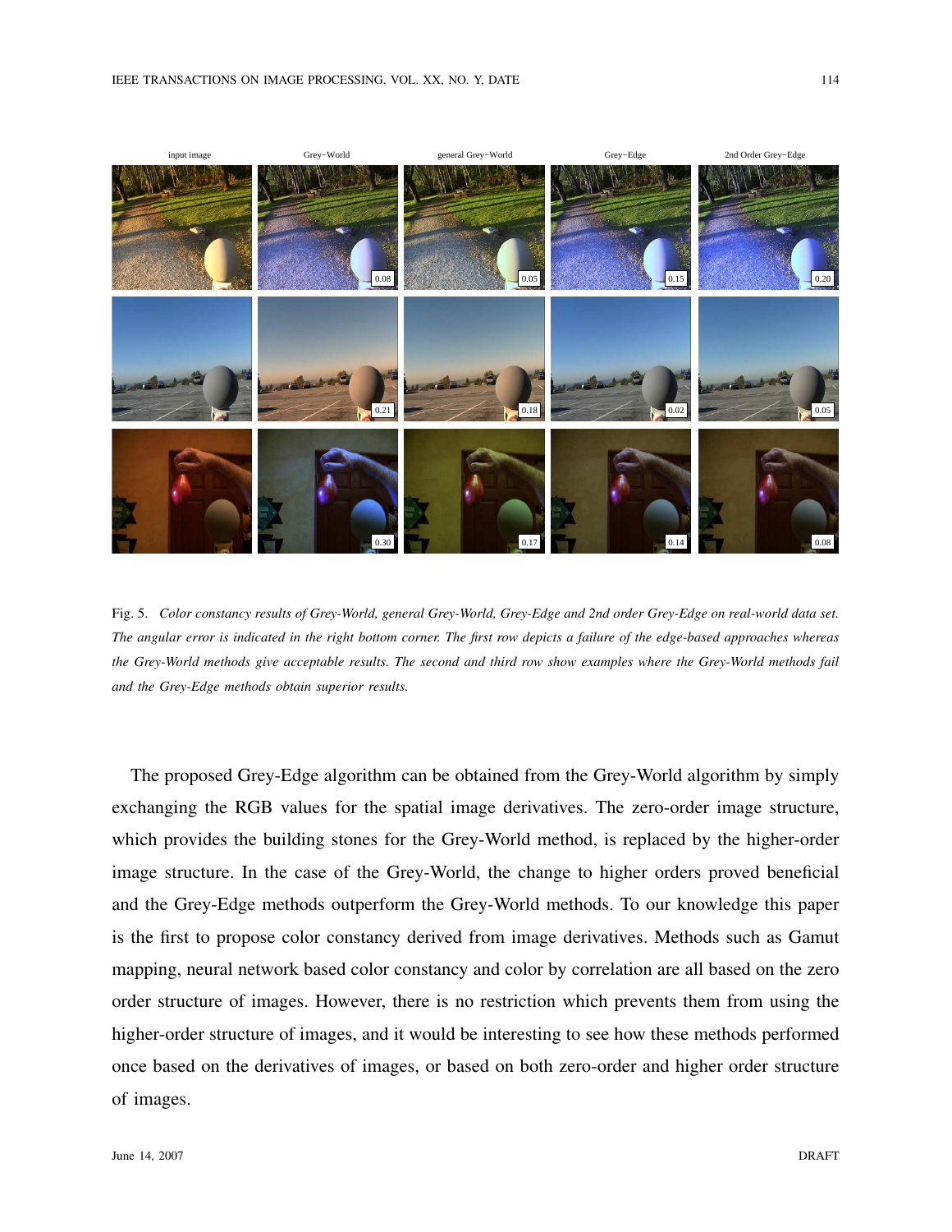Fig. 5. *Color constancy results of Grey-World, general Grey-World, Grey-Edge and 2nd order Grey-Edge on real-world data set. The angular error is indicated in the right bottom corner. The first row depicts a failure of the edge-based approaches whereas the Grey-World methods give acceptable results. The second and third row show examples where the Grey-World methods fail and the Grey-Edge methods obtain superior results.*

The proposed Grey-Edge algorithm can be obtained from the Grey-World algorithm by simply exchanging the RGB values for the spatial image derivatives. The zero-order image structure, which provides the building stones for the Grey-World method, is replaced by the higher-order image structure. In the case of the Grey-World, the change to higher orders proved beneficial and the Grey-Edge methods outperform the Grey-World methods. To our knowledge this paper is the first to propose color constancy derived from image derivatives. Methods such as Gamut mapping, neural network based color constancy and color by correlation are all based on the zero order structure of images. However, there is no restriction which prevents them from using the higher-order structure of images, and it would be interesting to see how these methods performed once based on the derivatives of images, or based on both zero-order and higher order structure of images.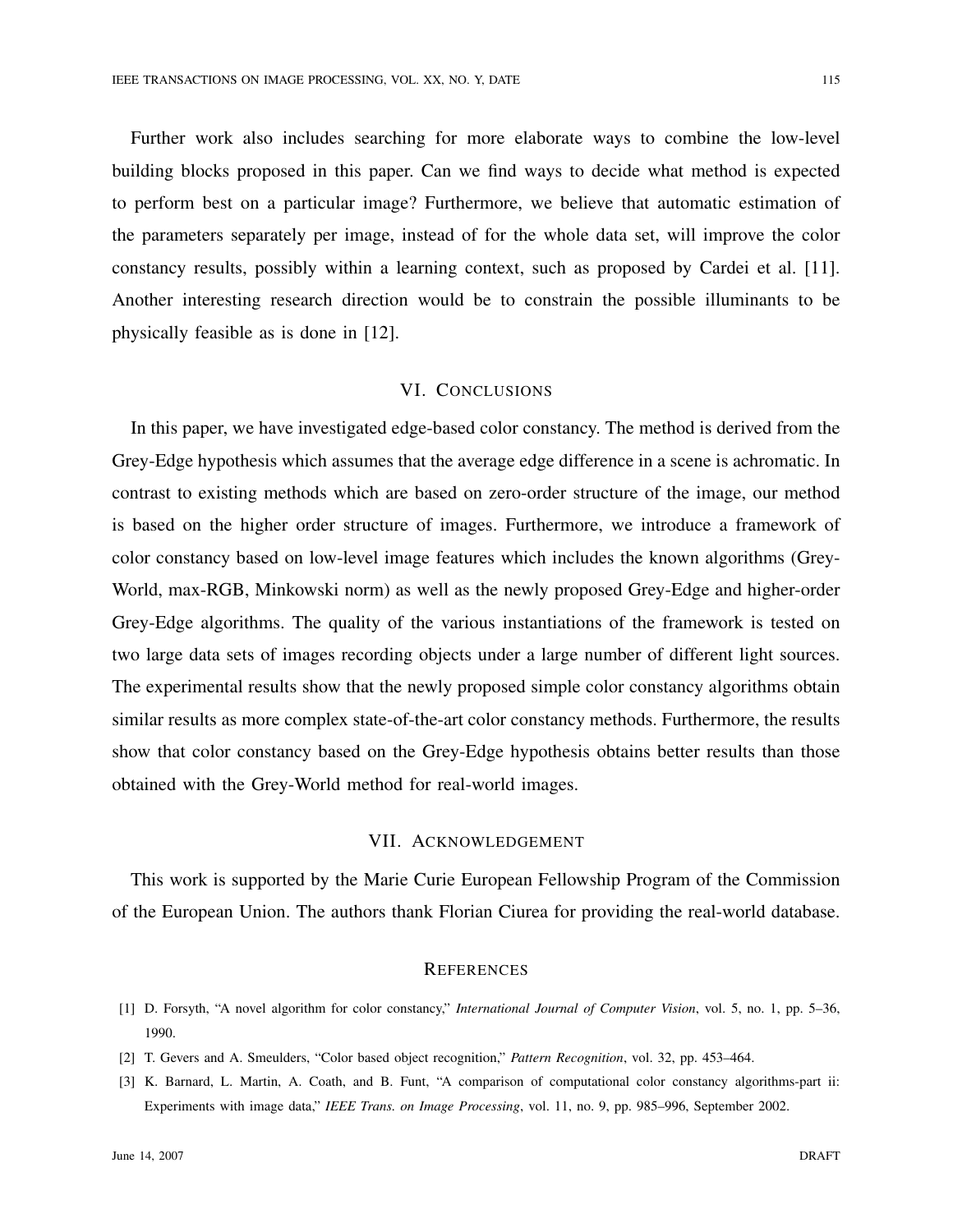Further work also includes searching for more elaborate ways to combine the low-level building blocks proposed in this paper. Can we find ways to decide what method is expected to perform best on a particular image? Furthermore, we believe that automatic estimation of the parameters separately per image, instead of for the whole data set, will improve the color constancy results, possibly within a learning context, such as proposed by Cardei et al. [11]. Another interesting research direction would be to constrain the possible illuminants to be physically feasible as is done in [12].

## VI. Conclusions

In this paper, we have investigated edge-based color constancy. The method is derived from the Grey-Edge hypothesis which assumes that the average edge difference in a scene is achromatic. In contrast to existing methods which are based on zero-order structure of the image, our method is based on the higher order structure of images. Furthermore, we introduce a framework of color constancy based on low-level image features which includes the known algorithms (Grey-World, max-RGB, Minkowski norm) as well as the newly proposed Grey-Edge and higher-order Grey-Edge algorithms. The quality of the various instantiations of the framework is tested on two large data sets of images recording objects under a large number of different light sources. The experimental results show that the newly proposed simple color constancy algorithms obtain similar results as more complex state-of-the-art color constancy methods. Furthermore, the results show that color constancy based on the Grey-Edge hypothesis obtains better results than those obtained with the Grey-World method for real-world images.

## VII. Acknowledgement

This work is supported by the Marie Curie European Fellowship Program of the Commission of the European Union. The authors thank Florian Ciurea for providing the real-world database.

## References

[1] D. Forsyth, "A novel algorithm for color constancy," *International Journal of Computer Vision*, vol. 5, no. 1, pp. 5–36, 1990.

[2] T. Gevers and A. Smeulders, "Color based object recognition," *Pattern Recognition*, vol. 32, pp. 453–464.

[3] K. Barnard, L. Martin, A. Coath, and B. Funt, "A comparison of computational color constancy algorithms-part ii: Experiments with image data," *IEEE Trans. on Image Processing*, vol. 11, no. 9, pp. 985–996, September 2002.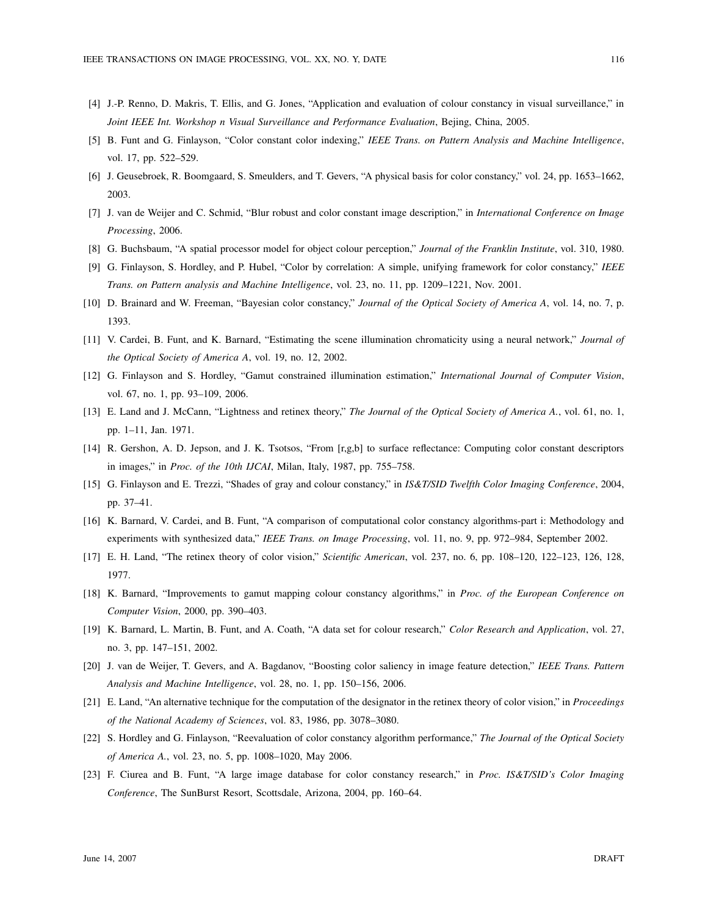[4] J.-P. Renno, D. Makris, T. Ellis, and G. Jones, "Application and evaluation of colour constancy in visual surveillance," in *Joint IEEE Int. Workshop n Visual Surveillance and Performance Evaluation*, Bejing, China, 2005.

[5] B. Funt and G. Finlayson, "Color constant color indexing," *IEEE Trans. on Pattern Analysis and Machine Intelligence*, vol. 17, pp. 522–529.

[6] J. Geusebroek, R. Boomgaard, S. Smeulders, and T. Gevers, "A physical basis for color constancy," vol. 24, pp. 1653–1662, 2003.

[7] J. van de Weijer and C. Schmid, "Blur robust and color constant image description," in *International Conference on Image Processing*, 2006.

[8] G. Buchsbaum, "A spatial processor model for object colour perception," *Journal of the Franklin Institute*, vol. 310, 1980.

[9] G. Finlayson, S. Hordley, and P. Hubel, "Color by correlation: A simple, unifying framework for color constancy," *IEEE Trans. on Pattern analysis and Machine Intelligence*, vol. 23, no. 11, pp. 1209–1221, Nov. 2001.

[10] D. Brainard and W. Freeman, "Bayesian color constancy," *Journal of the Optical Society of America A*, vol. 14, no. 7, p. 1393.

[11] V. Cardei, B. Funt, and K. Barnard, "Estimating the scene illumination chromaticity using a neural network," *Journal of the Optical Society of America A*, vol. 19, no. 12, 2002.

[12] G. Finlayson and S. Hordley, "Gamut constrained illumination estimation," *International Journal of Computer Vision*, vol. 67, no. 1, pp. 93–109, 2006.

[13] E. Land and J. McCann, "Lightness and retinex theory," *The Journal of the Optical Society of America A.*, vol. 61, no. 1, pp. 1–11, Jan. 1971.

[14] R. Gershon, A. D. Jepson, and J. K. Tsotsos, "From [r,g,b] to surface reflectance: Computing color constant descriptors in images," in *Proc. of the 10th IJCAI*, Milan, Italy, 1987, pp. 755–758.

[15] G. Finlayson and E. Trezzi, "Shades of gray and colour constancy," in *IS&T/SID Twelfth Color Imaging Conference*, 2004, pp. 37–41.

[16] K. Barnard, V. Cardei, and B. Funt, "A comparison of computational color constancy algorithms-part i: Methodology and experiments with synthesized data," *IEEE Trans. on Image Processing*, vol. 11, no. 9, pp. 972–984, September 2002.

[17] E. H. Land, "The retinex theory of color vision," *Scientific American*, vol. 237, no. 6, pp. 108–120, 122–123, 126, 128, 1977.

[18] K. Barnard, "Improvements to gamut mapping colour constancy algorithms," in *Proc. of the European Conference on Computer Vision*, 2000, pp. 390–403.

[19] K. Barnard, L. Martin, B. Funt, and A. Coath, "A data set for colour research," *Color Research and Application*, vol. 27, no. 3, pp. 147–151, 2002.

[20] J. van de Weijer, T. Gevers, and A. Bagdanov, "Boosting color saliency in image feature detection," *IEEE Trans. Pattern Analysis and Machine Intelligence*, vol. 28, no. 1, pp. 150–156, 2006.

[21] E. Land, "An alternative technique for the computation of the designator in the retinex theory of color vision," in *Proceedings of the National Academy of Sciences*, vol. 83, 1986, pp. 3078–3080.

[22] S. Hordley and G. Finlayson, "Reevaluation of color constancy algorithm performance," *The Journal of the Optical Society of America A.*, vol. 23, no. 5, pp. 1008–1020, May 2006.

[23] F. Ciurea and B. Funt, "A large image database for color constancy research," in *Proc. IS&T/SID's Color Imaging Conference*, The SunBurst Resort, Scottsdale, Arizona, 2004, pp. 160–64.